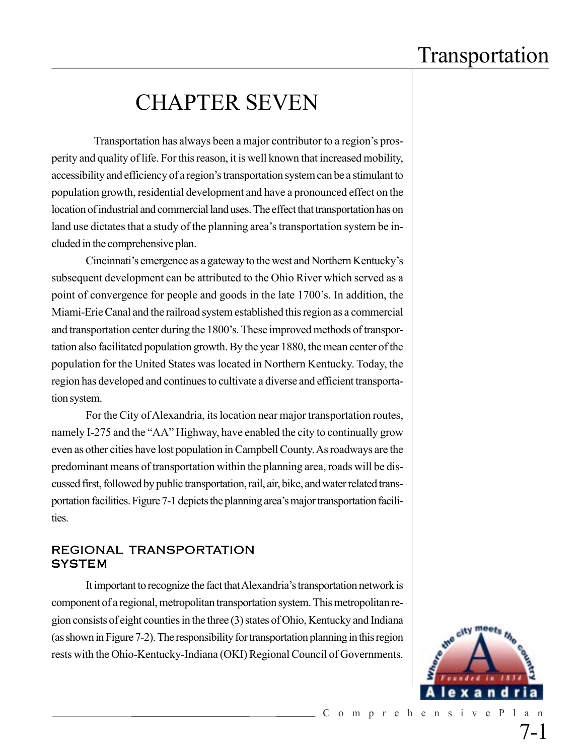# CHAPTER SEVEN

Transportation has always been a major contributor to a region's prosperity and quality of life. For this reason, it is well known that increased mobility, accessibility and efficiency of a region's transportation system can be a stimulant to population growth, residential development and have a pronounced effect on the location of industrial and commercial land uses. The effect that transportation has on land use dictates that a study of the planning area's transportation system be included in the comprehensive plan.

Cincinnati's emergence as a gateway to the west and Northern Kentucky's subsequent development can be attributed to the Ohio River which served as a point of convergence for people and goods in the late 1700's. In addition, the Miami-Erie Canal and the railroad system established this region as a commercial and transportation center during the 1800's. These improved methods of transportation also facilitated population growth. By the year 1880, the mean center of the population for the United States was located in Northern Kentucky. Today, the region has developed and continues to cultivate a diverse and efficient transportation system.

For the City of Alexandria, its location near major transportation routes, namely I-275 and the "AA" Highway, have enabled the city to continually grow even as other cities have lost population in Campbell County. As roadways are the predominant means of transportation within the planning area, roads will be discussed first, followed by public transportation, rail, air, bike, and water related transportation facilities. Figure 7-1 depicts the planning area's major transportation facilities.

## REGIONAL TRANSPORTATION SYSTEM

It important to recognize the fact that Alexandria's transportation network is component of a regional, metropolitan transportation system. This metropolitan region consists of eight counties in the three (3) states of Ohio, Kentucky and Indiana (as shown in Figure 7-2). The responsibility for transportation planning in this region rests with the Ohio-Kentucky-Indiana (OKI) Regional Council of Governments.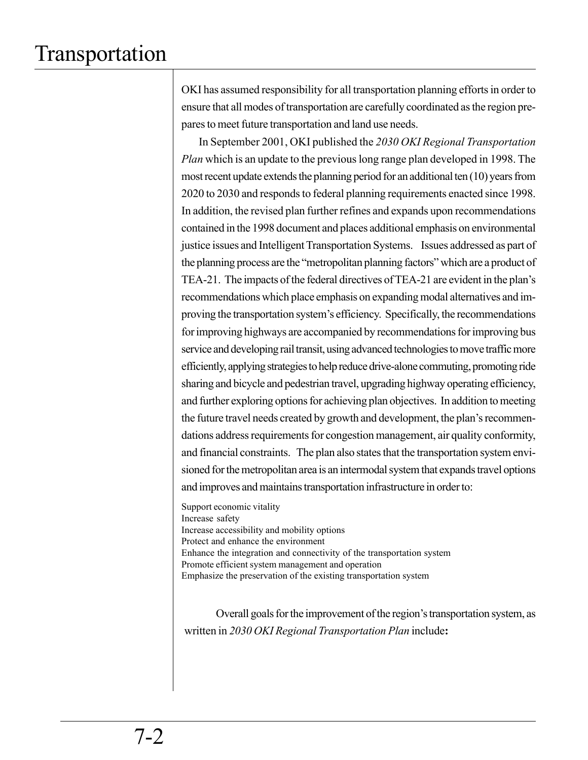OKI has assumed responsibility for all transportation planning efforts in order to ensure that all modes of transportation are carefully coordinated as the region prepares to meet future transportation and land use needs.

In September 2001, OKI published the *2030 OKI Regional Transportation Plan* which is an update to the previous long range plan developed in 1998. The most recent update extends the planning period for an additional ten (10) years from 2020 to 2030 and responds to federal planning requirements enacted since 1998. In addition, the revised plan further refines and expands upon recommendations contained in the 1998 document and places additional emphasis on environmental justice issues and Intelligent Transportation Systems. Issues addressed as part of the planning process are the "metropolitan planning factors" which are a product of TEA-21. The impacts of the federal directives of TEA-21 are evident in the plan's recommendations which place emphasis on expanding modal alternatives and improving the transportation system's efficiency. Specifically, the recommendations for improving highways are accompanied by recommendations for improving bus service and developing rail transit, using advanced technologies to move traffic more efficiently, applying strategies to help reduce drive-alone commuting, promoting ride sharing and bicycle and pedestrian travel, upgrading highway operating efficiency, and further exploring options for achieving plan objectives. In addition to meeting the future travel needs created by growth and development, the plan's recommendations address requirements for congestion management, air quality conformity, and financial constraints. The plan also states that the transportation system envisioned for the metropolitan area is an intermodal system that expands travel options and improves and maintains transportation infrastructure in order to:

Support economic vitality
Increase safety
Increase accessibility and mobility options
Protect and enhance the environment
Enhance the integration and connectivity of the transportation system
Promote efficient system management and operation
Emphasize the preservation of the existing transportation system

Overall goals for the improvement of the region's transportation system, as written in *2030 OKI Regional Transportation Plan* include**:**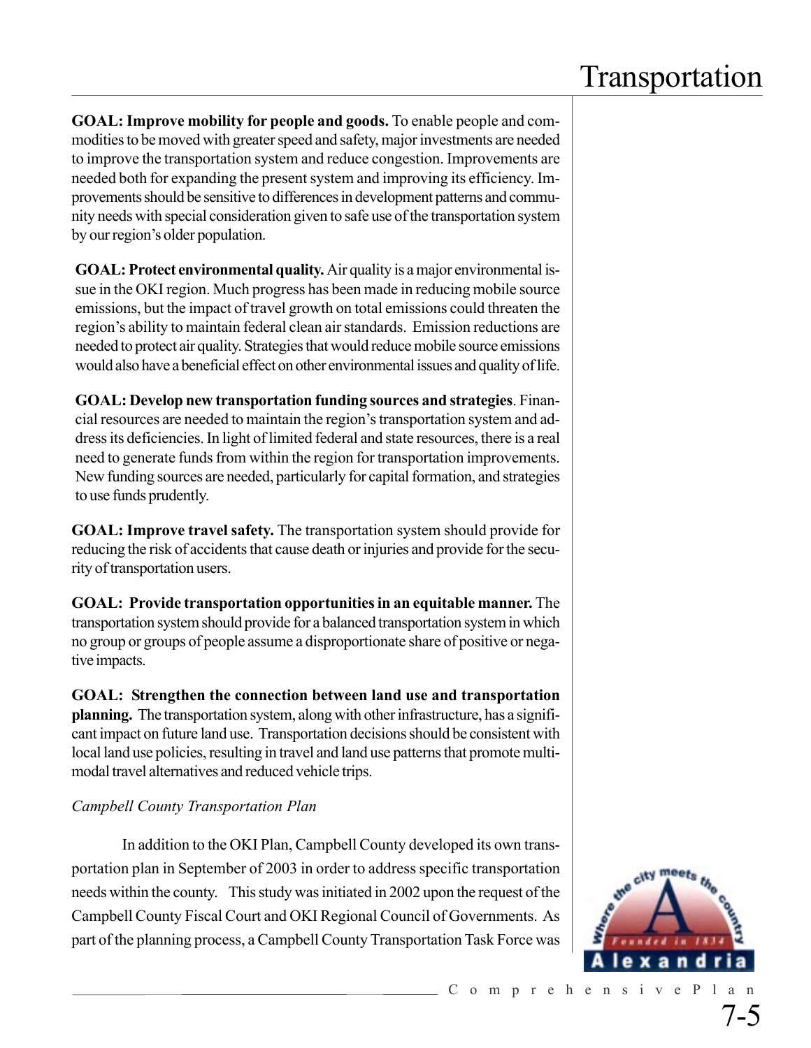**GOAL: Improve mobility for people and goods.** To enable people and commodities to be moved with greater speed and safety, major investments are needed to improve the transportation system and reduce congestion. Improvements are needed both for expanding the present system and improving its efficiency. Improvements should be sensitive to differences in development patterns and community needs with special consideration given to safe use of the transportation system by our region's older population.

**GOAL: Protect environmental quality.** Air quality is a major environmental issue in the OKI region. Much progress has been made in reducing mobile source emissions, but the impact of travel growth on total emissions could threaten the region's ability to maintain federal clean air standards. Emission reductions are needed to protect air quality. Strategies that would reduce mobile source emissions would also have a beneficial effect on other environmental issues and quality of life.

**GOAL: Develop new transportation funding sources and strategies**. Financial resources are needed to maintain the region's transportation system and address its deficiencies. In light of limited federal and state resources, there is a real need to generate funds from within the region for transportation improvements. New funding sources are needed, particularly for capital formation, and strategies to use funds prudently.

**GOAL: Improve travel safety.** The transportation system should provide for reducing the risk of accidents that cause death or injuries and provide for the security of transportation users.

**GOAL: Provide transportation opportunities in an equitable manner.** The transportation system should provide for a balanced transportation system in which no group or groups of people assume a disproportionate share of positive or negative impacts.

**GOAL: Strengthen the connection between land use and transportation planning.** The transportation system, along with other infrastructure, has a significant impact on future land use. Transportation decisions should be consistent with local land use policies, resulting in travel and land use patterns that promote multi-modal travel alternatives and reduced vehicle trips.

*Campbell County Transportation Plan*

In addition to the OKI Plan, Campbell County developed its own transportation plan in September of 2003 in order to address specific transportation needs within the county. This study was initiated in 2002 upon the request of the Campbell County Fiscal Court and OKI Regional Council of Governments. As part of the planning process, a Campbell County Transportation Task Force was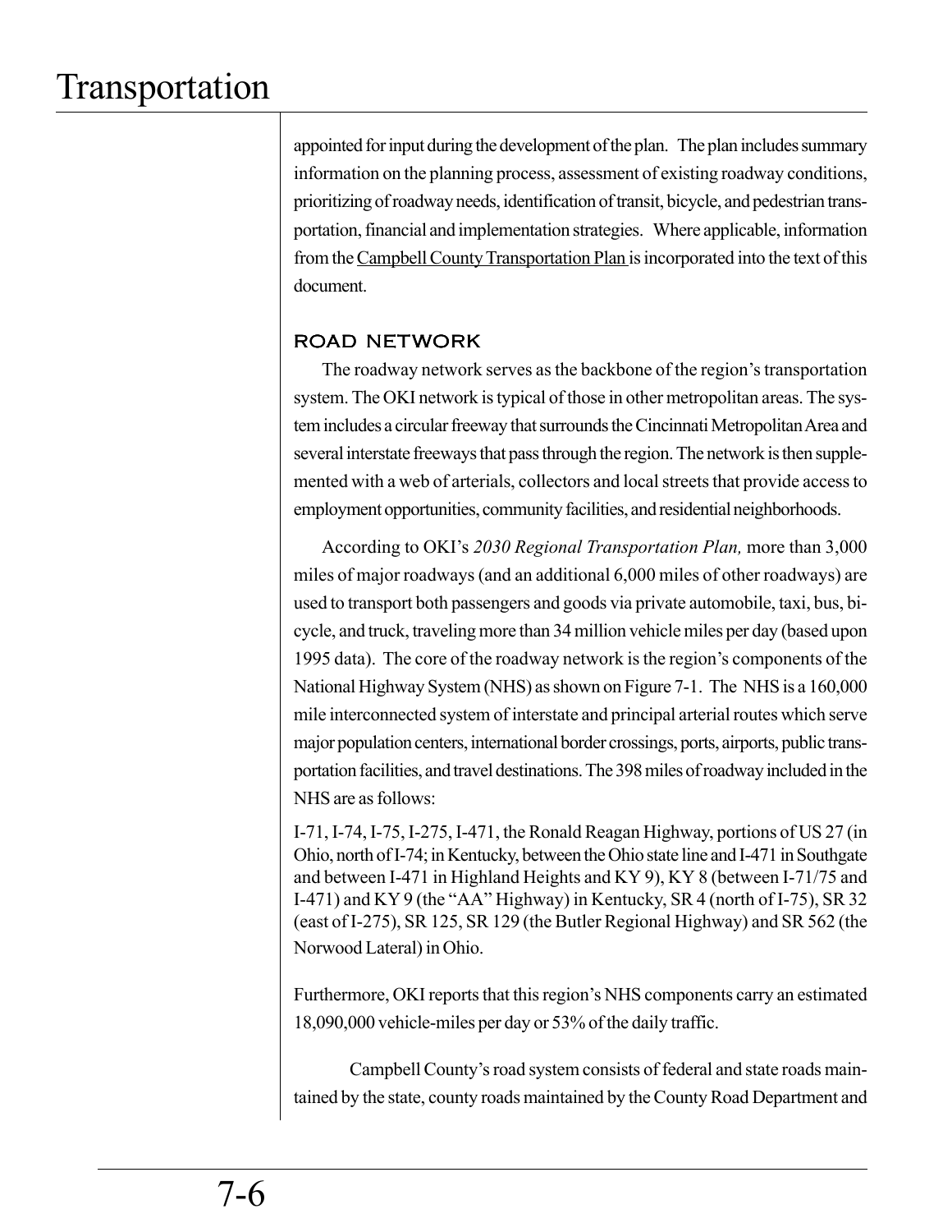appointed for input during the development of the plan. The plan includes summary information on the planning process, assessment of existing roadway conditions, prioritizing of roadway needs, identification of transit, bicycle, and pedestrian transportation, financial and implementation strategies. Where applicable, information from the Campbell County Transportation Plan is incorporated into the text of this document.

## ROAD NETWORK

The roadway network serves as the backbone of the region's transportation system. The OKI network is typical of those in other metropolitan areas. The system includes a circular freeway that surrounds the Cincinnati Metropolitan Area and several interstate freeways that pass through the region. The network is then supplemented with a web of arterials, collectors and local streets that provide access to employment opportunities, community facilities, and residential neighborhoods.

According to OKI's *2030 Regional Transportation Plan,* more than 3,000 miles of major roadways (and an additional 6,000 miles of other roadways) are used to transport both passengers and goods via private automobile, taxi, bus, bicycle, and truck, traveling more than 34 million vehicle miles per day (based upon 1995 data). The core of the roadway network is the region's components of the National Highway System (NHS) as shown on Figure 7-1. The NHS is a 160,000 mile interconnected system of interstate and principal arterial routes which serve major population centers, international border crossings, ports, airports, public transportation facilities, and travel destinations. The 398 miles of roadway included in the NHS are as follows:

I-71, I-74, I-75, I-275, I-471, the Ronald Reagan Highway, portions of US 27 (in Ohio, north of I-74; in Kentucky, between the Ohio state line and I-471 in Southgate and between I-471 in Highland Heights and KY 9), KY 8 (between I-71/75 and I-471) and KY 9 (the "AA" Highway) in Kentucky, SR 4 (north of I-75), SR 32 (east of I-275), SR 125, SR 129 (the Butler Regional Highway) and SR 562 (the Norwood Lateral) in Ohio.

Furthermore, OKI reports that this region's NHS components carry an estimated 18,090,000 vehicle-miles per day or 53% of the daily traffic.

Campbell County's road system consists of federal and state roads maintained by the state, county roads maintained by the County Road Department and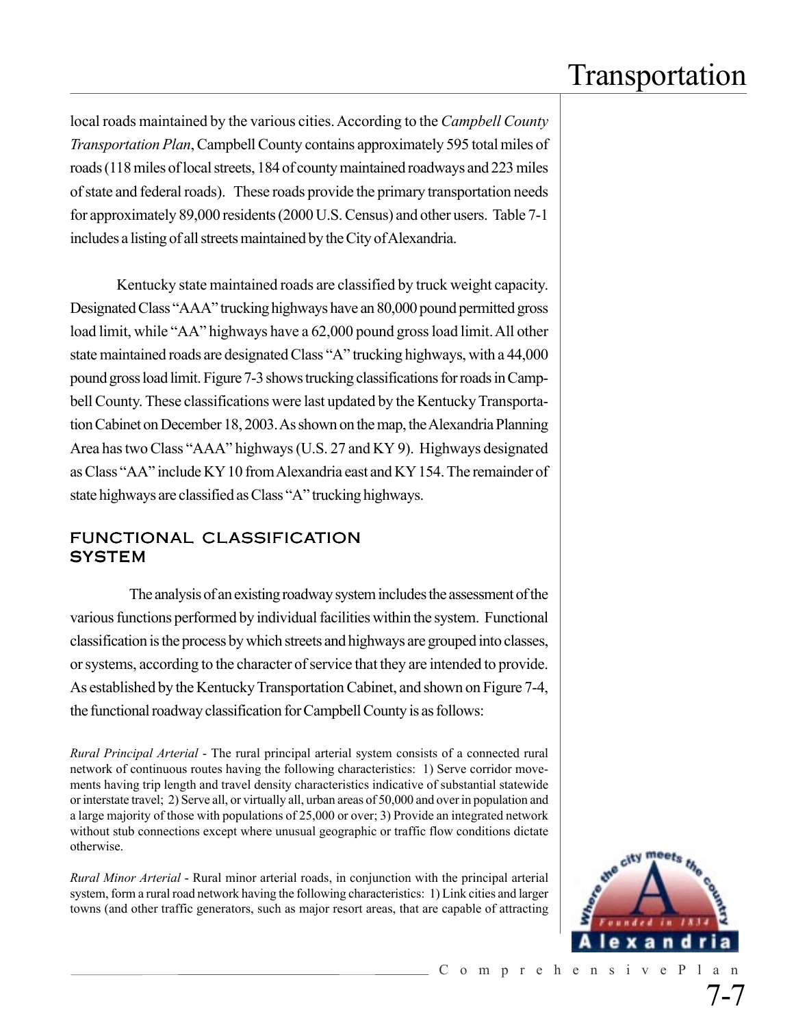local roads maintained by the various cities. According to the *Campbell County Transportation Plan*, Campbell County contains approximately 595 total miles of roads (118 miles of local streets, 184 of county maintained roadways and 223 miles of state and federal roads). These roads provide the primary transportation needs for approximately 89,000 residents (2000 U.S. Census) and other users. Table 7-1 includes a listing of all streets maintained by the City of Alexandria.

Kentucky state maintained roads are classified by truck weight capacity. Designated Class "AAA" trucking highways have an 80,000 pound permitted gross load limit, while "AA" highways have a 62,000 pound gross load limit. All other state maintained roads are designated Class "A" trucking highways, with a 44,000 pound gross load limit. Figure 7-3 shows trucking classifications for roads in Campbell County. These classifications were last updated by the Kentucky Transportation Cabinet on December 18, 2003. As shown on the map, the Alexandria Planning Area has two Class "AAA" highways (U.S. 27 and KY 9). Highways designated as Class "AA" include KY 10 from Alexandria east and KY 154. The remainder of state highways are classified as Class "A" trucking highways.

## FUNCTIONAL CLASSIFICATION SYSTEM

The analysis of an existing roadway system includes the assessment of the various functions performed by individual facilities within the system. Functional classification is the process by which streets and highways are grouped into classes, or systems, according to the character of service that they are intended to provide. As established by the Kentucky Transportation Cabinet, and shown on Figure 7-4, the functional roadway classification for Campbell County is as follows:

*Rural Principal Arterial* - The rural principal arterial system consists of a connected rural network of continuous routes having the following characteristics: 1) Serve corridor movements having trip length and travel density characteristics indicative of substantial statewide or interstate travel; 2) Serve all, or virtually all, urban areas of 50,000 and over in population and a large majority of those with populations of 25,000 or over; 3) Provide an integrated network without stub connections except where unusual geographic or traffic flow conditions dictate otherwise.

*Rural Minor Arterial* - Rural minor arterial roads, in conjunction with the principal arterial system, form a rural road network having the following characteristics: 1) Link cities and larger towns (and other traffic generators, such as major resort areas, that are capable of attracting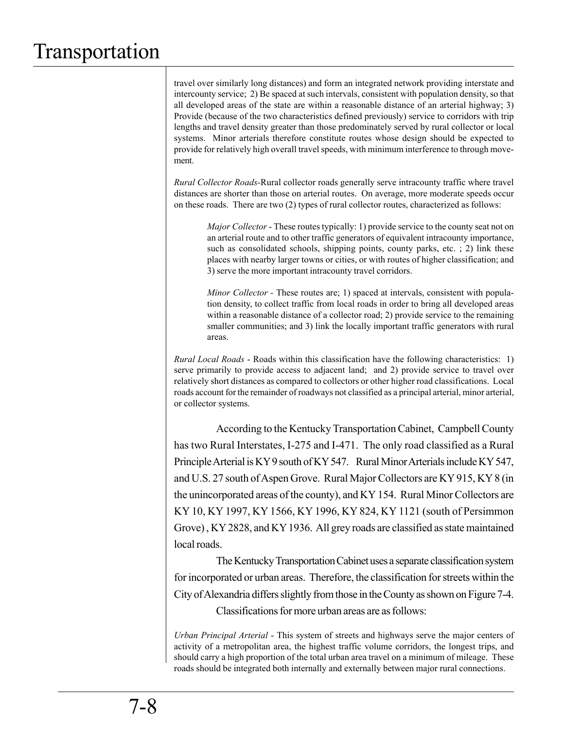travel over similarly long distances) and form an integrated network providing interstate and intercounty service; 2) Be spaced at such intervals, consistent with population density, so that all developed areas of the state are within a reasonable distance of an arterial highway; 3) Provide (because of the two characteristics defined previously) service to corridors with trip lengths and travel density greater than those predominately served by rural collector or local systems. Minor arterials therefore constitute routes whose design should be expected to provide for relatively high overall travel speeds, with minimum interference to through movement.

*Rural Collector Roads*-Rural collector roads generally serve intracounty traffic where travel distances are shorter than those on arterial routes. On average, more moderate speeds occur on these roads. There are two (2) types of rural collector routes, characterized as follows:

> *Major Collector* - These routes typically: 1) provide service to the county seat not on an arterial route and to other traffic generators of equivalent intracounty importance, such as consolidated schools, shipping points, county parks, etc. ; 2) link these places with nearby larger towns or cities, or with routes of higher classification; and 3) serve the more important intracounty travel corridors.
>
> *Minor Collector* - These routes are; 1) spaced at intervals, consistent with population density, to collect traffic from local roads in order to bring all developed areas within a reasonable distance of a collector road; 2) provide service to the remaining smaller communities; and 3) link the locally important traffic generators with rural areas.

*Rural Local Roads* - Roads within this classification have the following characteristics: 1) serve primarily to provide access to adjacent land; and 2) provide service to travel over relatively short distances as compared to collectors or other higher road classifications. Local roads account for the remainder of roadways not classified as a principal arterial, minor arterial, or collector systems.

According to the Kentucky Transportation Cabinet, Campbell County has two Rural Interstates, I-275 and I-471. The only road classified as a Rural Principle Arterial is KY 9 south of KY 547. Rural Minor Arterials include KY 547, and U.S. 27 south of Aspen Grove. Rural Major Collectors are KY 915, KY 8 (in the unincorporated areas of the county), and KY 154. Rural Minor Collectors are KY 10, KY 1997, KY 1566, KY 1996, KY 824, KY 1121 (south of Persimmon Grove) , KY 2828, and KY 1936. All grey roads are classified as state maintained local roads.

The Kentucky Transportation Cabinet uses a separate classification system for incorporated or urban areas. Therefore, the classification for streets within the City of Alexandria differs slightly from those in the County as shown on Figure 7-4.

Classifications for more urban areas are as follows:

*Urban Principal Arterial* - This system of streets and highways serve the major centers of activity of a metropolitan area, the highest traffic volume corridors, the longest trips, and should carry a high proportion of the total urban area travel on a minimum of mileage. These roads should be integrated both internally and externally between major rural connections.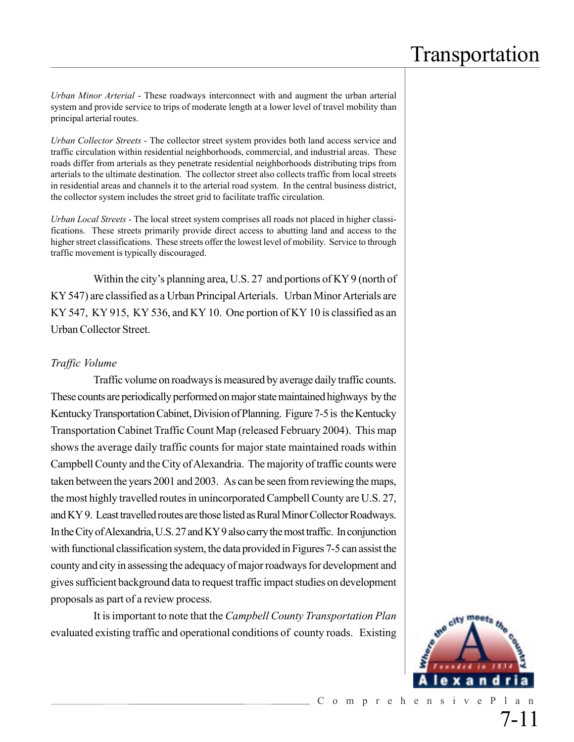*Urban Minor Arterial* - These roadways interconnect with and augment the urban arterial system and provide service to trips of moderate length at a lower level of travel mobility than principal arterial routes.

*Urban Collector Streets* - The collector street system provides both land access service and traffic circulation within residential neighborhoods, commercial, and industrial areas. These roads differ from arterials as they penetrate residential neighborhoods distributing trips from arterials to the ultimate destination. The collector street also collects traffic from local streets in residential areas and channels it to the arterial road system. In the central business district, the collector system includes the street grid to facilitate traffic circulation.

*Urban Local Streets* - The local street system comprises all roads not placed in higher classifications. These streets primarily provide direct access to abutting land and access to the higher street classifications. These streets offer the lowest level of mobility. Service to through traffic movement is typically discouraged.

Within the city's planning area, U.S. 27 and portions of KY 9 (north of KY 547) are classified as a Urban Principal Arterials. Urban Minor Arterials are KY 547, KY 915, KY 536, and KY 10. One portion of KY 10 is classified as an Urban Collector Street.

*Traffic Volume*

Traffic volume on roadways is measured by average daily traffic counts. These counts are periodically performed on major state maintained highways by the Kentucky Transportation Cabinet, Division of Planning. Figure 7-5 is the Kentucky Transportation Cabinet Traffic Count Map (released February 2004). This map shows the average daily traffic counts for major state maintained roads within Campbell County and the City of Alexandria. The majority of traffic counts were taken between the years 2001 and 2003. As can be seen from reviewing the maps, the most highly travelled routes in unincorporated Campbell County are U.S. 27, and KY 9. Least travelled routes are those listed as Rural Minor Collector Roadways. In the City of Alexandria, U.S. 27 and KY 9 also carry the most traffic. In conjunction with functional classification system, the data provided in Figures 7-5 can assist the county and city in assessing the adequacy of major roadways for development and gives sufficient background data to request traffic impact studies on development proposals as part of a review process.

It is important to note that the *Campbell County Transportation Plan* evaluated existing traffic and operational conditions of county roads. Existing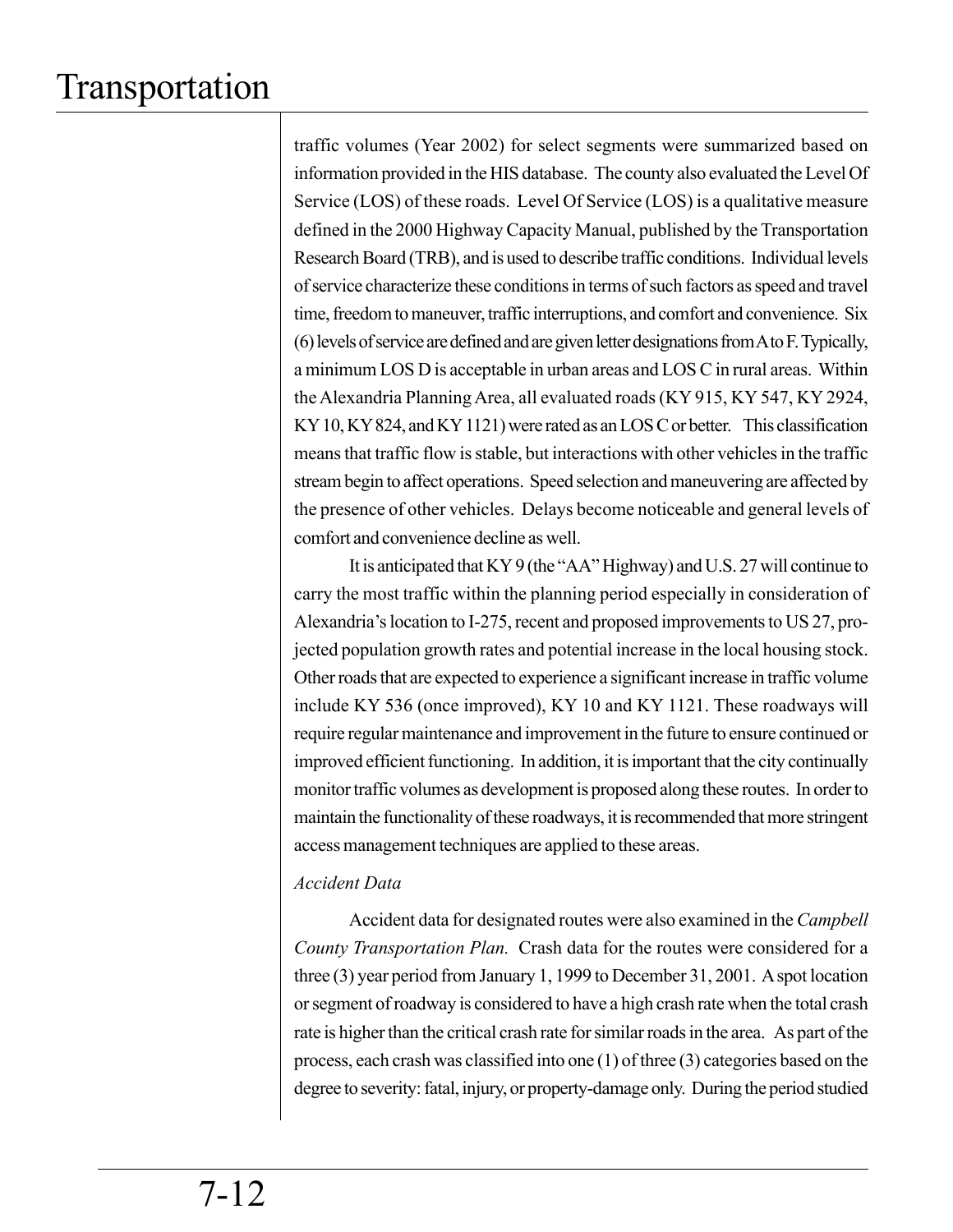traffic volumes (Year 2002) for select segments were summarized based on information provided in the HIS database. The county also evaluated the Level Of Service (LOS) of these roads. Level Of Service (LOS) is a qualitative measure defined in the 2000 Highway Capacity Manual, published by the Transportation Research Board (TRB), and is used to describe traffic conditions. Individual levels of service characterize these conditions in terms of such factors as speed and travel time, freedom to maneuver, traffic interruptions, and comfort and convenience. Six (6) levels of service are defined and are given letter designations from A to F. Typically, a minimum LOS D is acceptable in urban areas and LOS C in rural areas. Within the Alexandria Planning Area, all evaluated roads (KY 915, KY 547, KY 2924, KY 10, KY 824, and KY 1121) were rated as an LOS C or better. This classification means that traffic flow is stable, but interactions with other vehicles in the traffic stream begin to affect operations. Speed selection and maneuvering are affected by the presence of other vehicles. Delays become noticeable and general levels of comfort and convenience decline as well.

It is anticipated that KY 9 (the "AA" Highway) and U.S. 27 will continue to carry the most traffic within the planning period especially in consideration of Alexandria's location to I-275, recent and proposed improvements to US 27, projected population growth rates and potential increase in the local housing stock. Other roads that are expected to experience a significant increase in traffic volume include KY 536 (once improved), KY 10 and KY 1121. These roadways will require regular maintenance and improvement in the future to ensure continued or improved efficient functioning. In addition, it is important that the city continually monitor traffic volumes as development is proposed along these routes. In order to maintain the functionality of these roadways, it is recommended that more stringent access management techniques are applied to these areas.

*Accident Data*

Accident data for designated routes were also examined in the *Campbell County Transportation Plan*. Crash data for the routes were considered for a three (3) year period from January 1, 1999 to December 31, 2001. A spot location or segment of roadway is considered to have a high crash rate when the total crash rate is higher than the critical crash rate for similar roads in the area. As part of the process, each crash was classified into one (1) of three (3) categories based on the degree to severity: fatal, injury, or property-damage only. During the period studied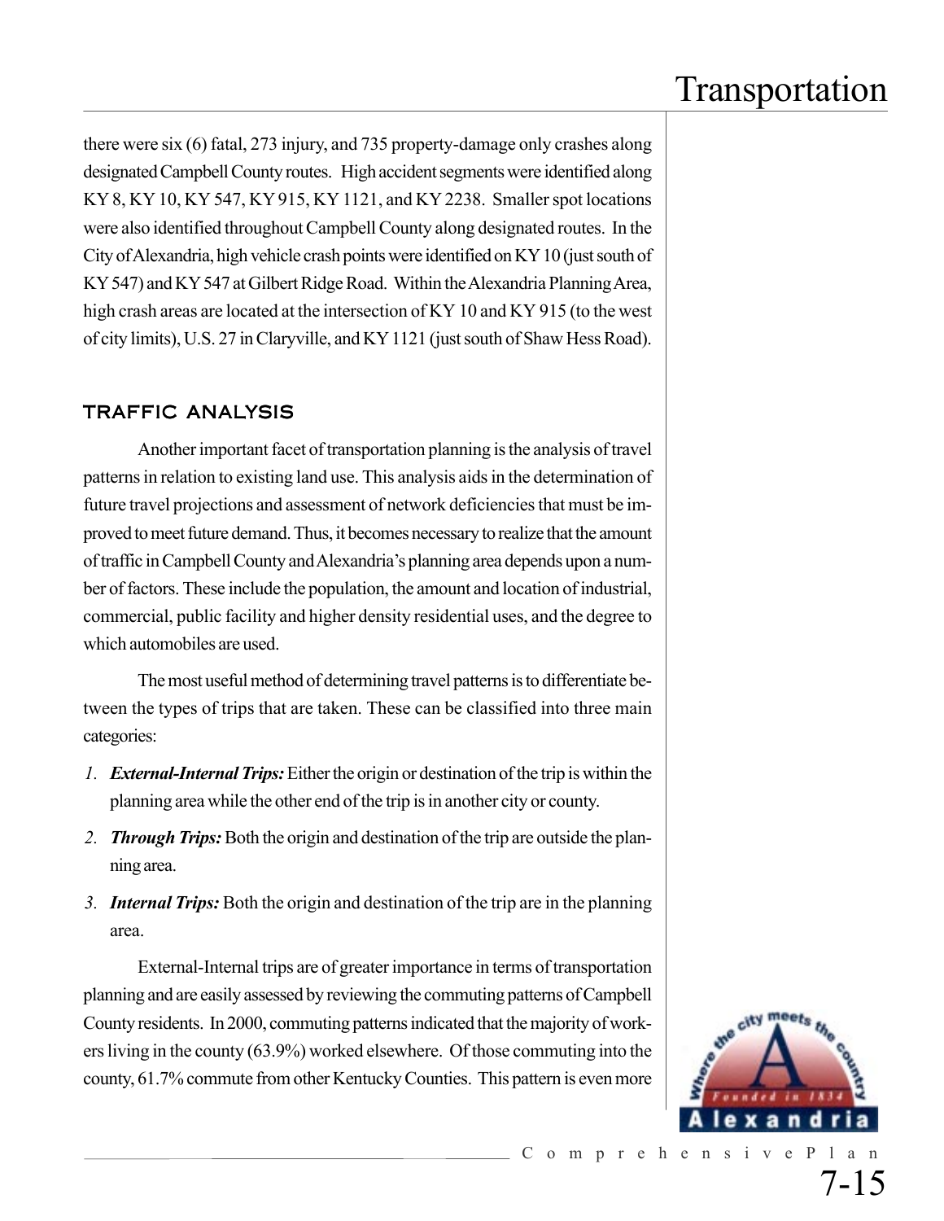there were six (6) fatal, 273 injury, and 735 property-damage only crashes along designated Campbell County routes. High accident segments were identified along KY 8, KY 10, KY 547, KY 915, KY 1121, and KY 2238. Smaller spot locations were also identified throughout Campbell County along designated routes. In the City of Alexandria, high vehicle crash points were identified on KY 10 (just south of KY 547) and KY 547 at Gilbert Ridge Road. Within the Alexandria Planning Area, high crash areas are located at the intersection of KY 10 and KY 915 (to the west of city limits), U.S. 27 in Claryville, and KY 1121 (just south of Shaw Hess Road).

## TRAFFIC ANALYSIS

Another important facet of transportation planning is the analysis of travel patterns in relation to existing land use. This analysis aids in the determination of future travel projections and assessment of network deficiencies that must be improved to meet future demand. Thus, it becomes necessary to realize that the amount of traffic in Campbell County and Alexandria's planning area depends upon a number of factors. These include the population, the amount and location of industrial, commercial, public facility and higher density residential uses, and the degree to which automobiles are used.

The most useful method of determining travel patterns is to differentiate between the types of trips that are taken. These can be classified into three main categories:

1. ***External-Internal Trips:*** Either the origin or destination of the trip is within the planning area while the other end of the trip is in another city or county.
2. ***Through Trips:*** Both the origin and destination of the trip are outside the planning area.
3. ***Internal Trips:*** Both the origin and destination of the trip are in the planning area.

External-Internal trips are of greater importance in terms of transportation planning and are easily assessed by reviewing the commuting patterns of Campbell County residents. In 2000, commuting patterns indicated that the majority of workers living in the county (63.9%) worked elsewhere. Of those commuting into the county, 61.7% commute from other Kentucky Counties. This pattern is even more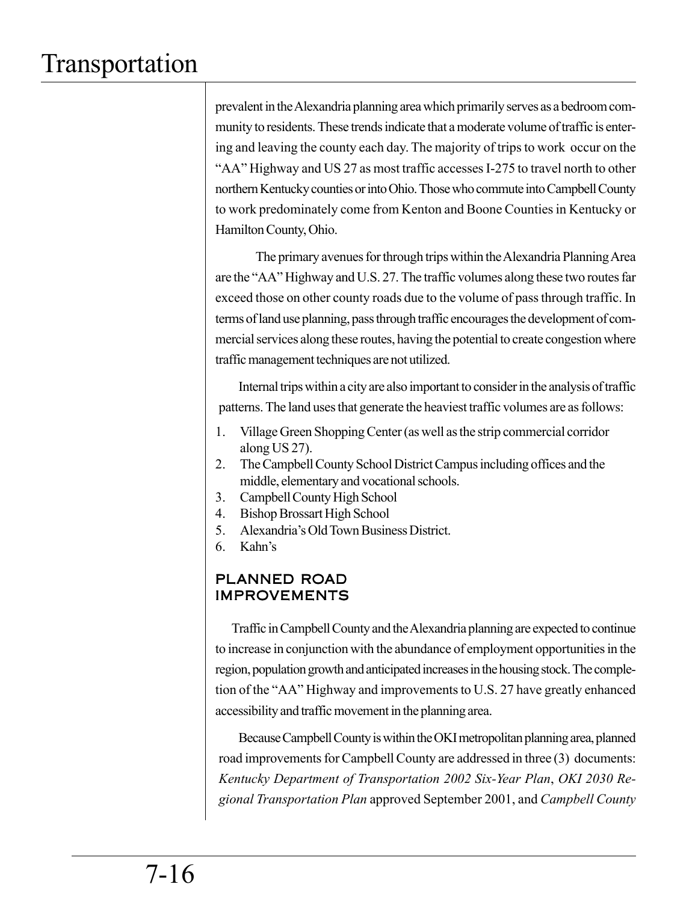prevalent in the Alexandria planning area which primarily serves as a bedroom community to residents. These trends indicate that a moderate volume of traffic is entering and leaving the county each day. The majority of trips to work occur on the "AA" Highway and US 27 as most traffic accesses I-275 to travel north to other northern Kentucky counties or into Ohio. Those who commute into Campbell County to work predominately come from Kenton and Boone Counties in Kentucky or Hamilton County, Ohio.

The primary avenues for through trips within the Alexandria Planning Area are the "AA" Highway and U.S. 27. The traffic volumes along these two routes far exceed those on other county roads due to the volume of pass through traffic. In terms of land use planning, pass through traffic encourages the development of commercial services along these routes, having the potential to create congestion where traffic management techniques are not utilized.

Internal trips within a city are also important to consider in the analysis of traffic patterns. The land uses that generate the heaviest traffic volumes are as follows:

1. Village Green Shopping Center (as well as the strip commercial corridor along US 27).
2. The Campbell County School District Campus including offices and the middle, elementary and vocational schools.
3. Campbell County High School
4. Bishop Brossart High School
5. Alexandria's Old Town Business District.
6. Kahn's

## PLANNED ROAD IMPROVEMENTS

Traffic in Campbell County and the Alexandria planning are expected to continue to increase in conjunction with the abundance of employment opportunities in the region, population growth and anticipated increases in the housing stock. The completion of the "AA" Highway and improvements to U.S. 27 have greatly enhanced accessibility and traffic movement in the planning area.

Because Campbell County is within the OKI metropolitan planning area, planned road improvements for Campbell County are addressed in three (3) documents: *Kentucky Department of Transportation 2002 Six-Year Plan*, *OKI 2030 Regional Transportation Plan* approved September 2001, and *Campbell County*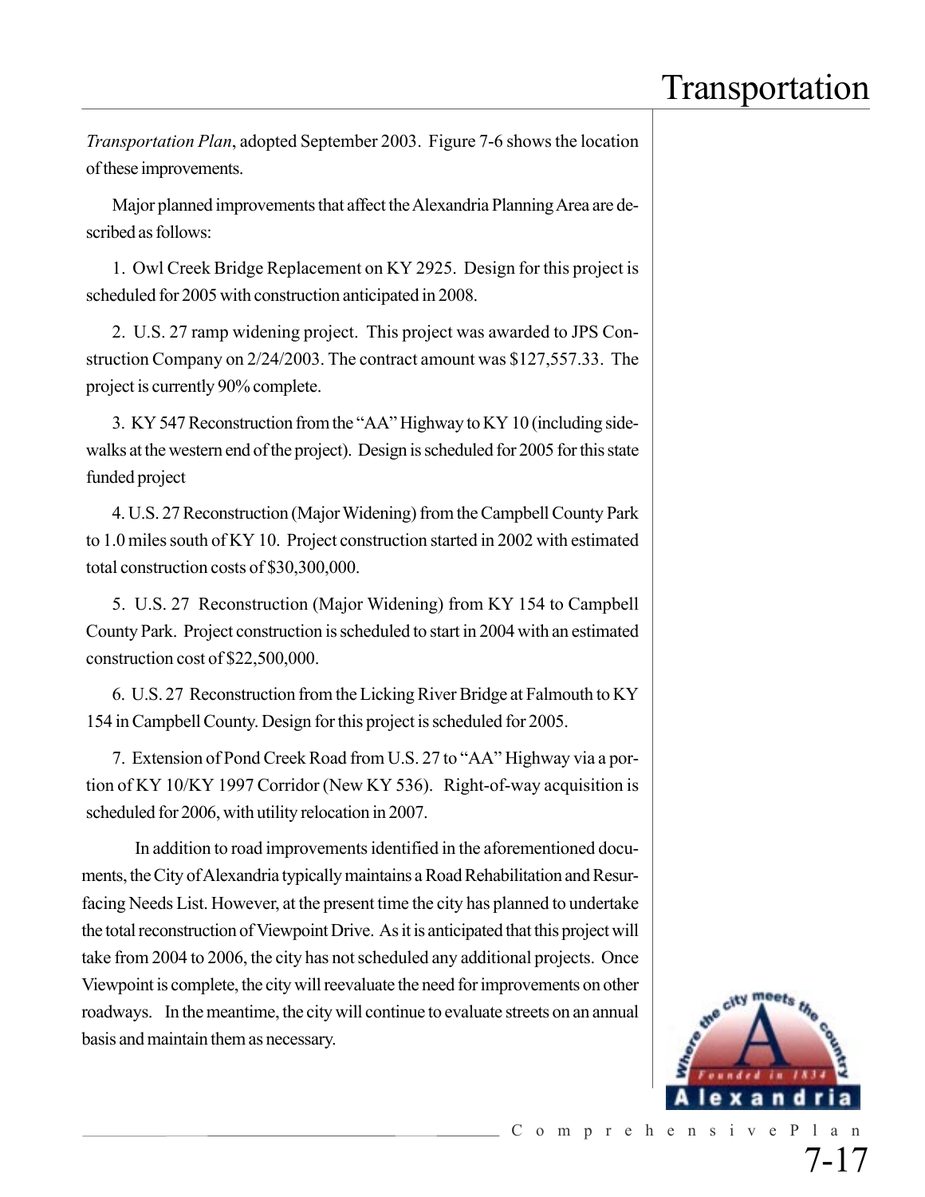*Transportation Plan*, adopted September 2003. Figure 7-6 shows the location of these improvements.

Major planned improvements that affect the Alexandria Planning Area are described as follows:

1. Owl Creek Bridge Replacement on KY 2925. Design for this project is scheduled for 2005 with construction anticipated in 2008.

2. U.S. 27 ramp widening project. This project was awarded to JPS Construction Company on 2/24/2003. The contract amount was $127,557.33. The project is currently 90% complete.

3. KY 547 Reconstruction from the "AA" Highway to KY 10 (including sidewalks at the western end of the project). Design is scheduled for 2005 for this state funded project

4. U.S. 27 Reconstruction (Major Widening) from the Campbell County Park to 1.0 miles south of KY 10. Project construction started in 2002 with estimated total construction costs of $30,300,000.

5. U.S. 27 Reconstruction (Major Widening) from KY 154 to Campbell County Park. Project construction is scheduled to start in 2004 with an estimated construction cost of $22,500,000.

6. U.S. 27 Reconstruction from the Licking River Bridge at Falmouth to KY 154 in Campbell County. Design for this project is scheduled for 2005.

7. Extension of Pond Creek Road from U.S. 27 to "AA" Highway via a portion of KY 10/KY 1997 Corridor (New KY 536). Right-of-way acquisition is scheduled for 2006, with utility relocation in 2007.

In addition to road improvements identified in the aforementioned documents, the City of Alexandria typically maintains a Road Rehabilitation and Resurfacing Needs List. However, at the present time the city has planned to undertake the total reconstruction of Viewpoint Drive. As it is anticipated that this project will take from 2004 to 2006, the city has not scheduled any additional projects. Once Viewpoint is complete, the city will reevaluate the need for improvements on other roadways. In the meantime, the city will continue to evaluate streets on an annual basis and maintain them as necessary.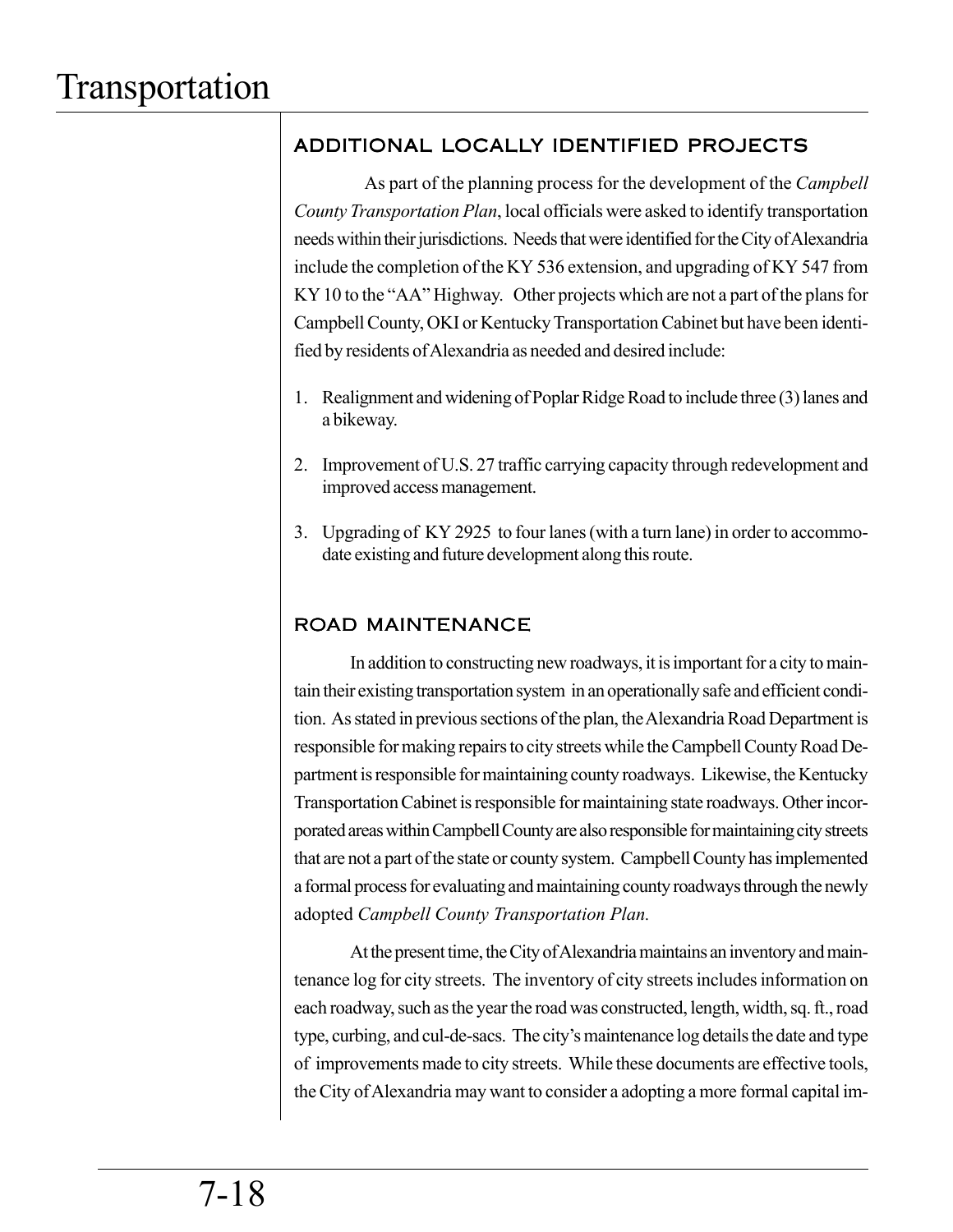## ADDITIONAL LOCALLY IDENTIFIED PROJECTS

As part of the planning process for the development of the *Campbell County Transportation Plan*, local officials were asked to identify transportation needs within their jurisdictions. Needs that were identified for the City of Alexandria include the completion of the KY 536 extension, and upgrading of KY 547 from KY 10 to the "AA" Highway. Other projects which are not a part of the plans for Campbell County, OKI or Kentucky Transportation Cabinet but have been identified by residents of Alexandria as needed and desired include:

1. Realignment and widening of Poplar Ridge Road to include three (3) lanes and a bikeway.
2. Improvement of U.S. 27 traffic carrying capacity through redevelopment and improved access management.
3. Upgrading of KY 2925 to four lanes (with a turn lane) in order to accommodate existing and future development along this route.

## ROAD MAINTENANCE

In addition to constructing new roadways, it is important for a city to maintain their existing transportation system in an operationally safe and efficient condition. As stated in previous sections of the plan, the Alexandria Road Department is responsible for making repairs to city streets while the Campbell County Road Department is responsible for maintaining county roadways. Likewise, the Kentucky Transportation Cabinet is responsible for maintaining state roadways. Other incorporated areas within Campbell County are also responsible for maintaining city streets that are not a part of the state or county system. Campbell County has implemented a formal process for evaluating and maintaining county roadways through the newly adopted *Campbell County Transportation Plan.*

At the present time, the City of Alexandria maintains an inventory and maintenance log for city streets. The inventory of city streets includes information on each roadway, such as the year the road was constructed, length, width, sq. ft., road type, curbing, and cul-de-sacs. The city's maintenance log details the date and type of improvements made to city streets. While these documents are effective tools, the City of Alexandria may want to consider a adopting a more formal capital im-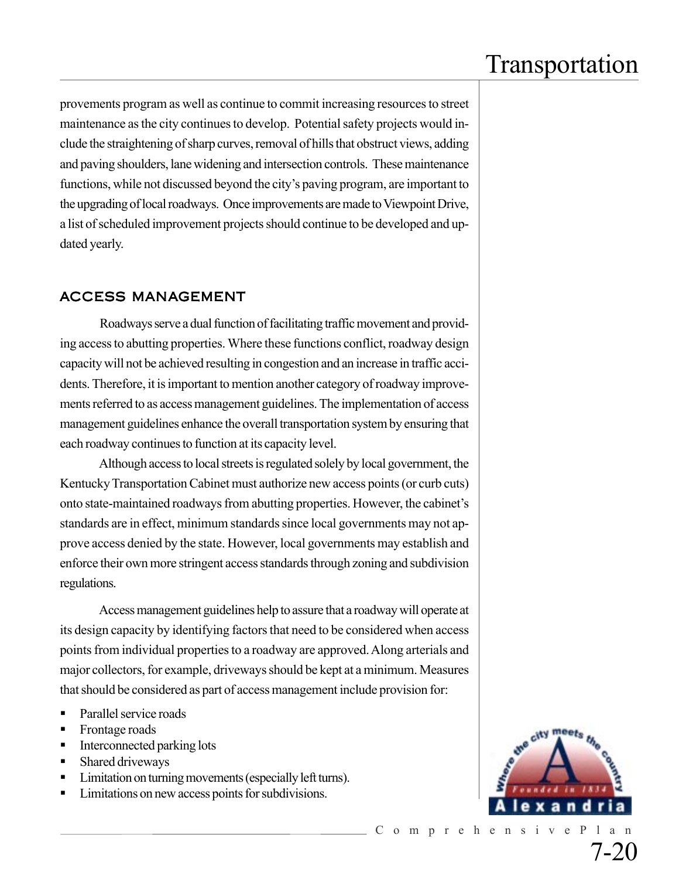provements program as well as continue to commit increasing resources to street maintenance as the city continues to develop. Potential safety projects would include the straightening of sharp curves, removal of hills that obstruct views, adding and paving shoulders, lane widening and intersection controls. These maintenance functions, while not discussed beyond the city's paving program, are important to the upgrading of local roadways. Once improvements are made to Viewpoint Drive, a list of scheduled improvement projects should continue to be developed and updated yearly.

## ACCESS MANAGEMENT

Roadways serve a dual function of facilitating traffic movement and providing access to abutting properties. Where these functions conflict, roadway design capacity will not be achieved resulting in congestion and an increase in traffic accidents. Therefore, it is important to mention another category of roadway improvements referred to as access management guidelines. The implementation of access management guidelines enhance the overall transportation system by ensuring that each roadway continues to function at its capacity level.

Although access to local streets is regulated solely by local government, the Kentucky Transportation Cabinet must authorize new access points (or curb cuts) onto state-maintained roadways from abutting properties. However, the cabinet's standards are in effect, minimum standards since local governments may not approve access denied by the state. However, local governments may establish and enforce their own more stringent access standards through zoning and subdivision regulations.

Access management guidelines help to assure that a roadway will operate at its design capacity by identifying factors that need to be considered when access points from individual properties to a roadway are approved. Along arterials and major collectors, for example, driveways should be kept at a minimum. Measures that should be considered as part of access management include provision for:

- Parallel service roads
- Frontage roads
- Interconnected parking lots
- Shared driveways
- Limitation on turning movements (especially left turns).
- Limitations on new access points for subdivisions.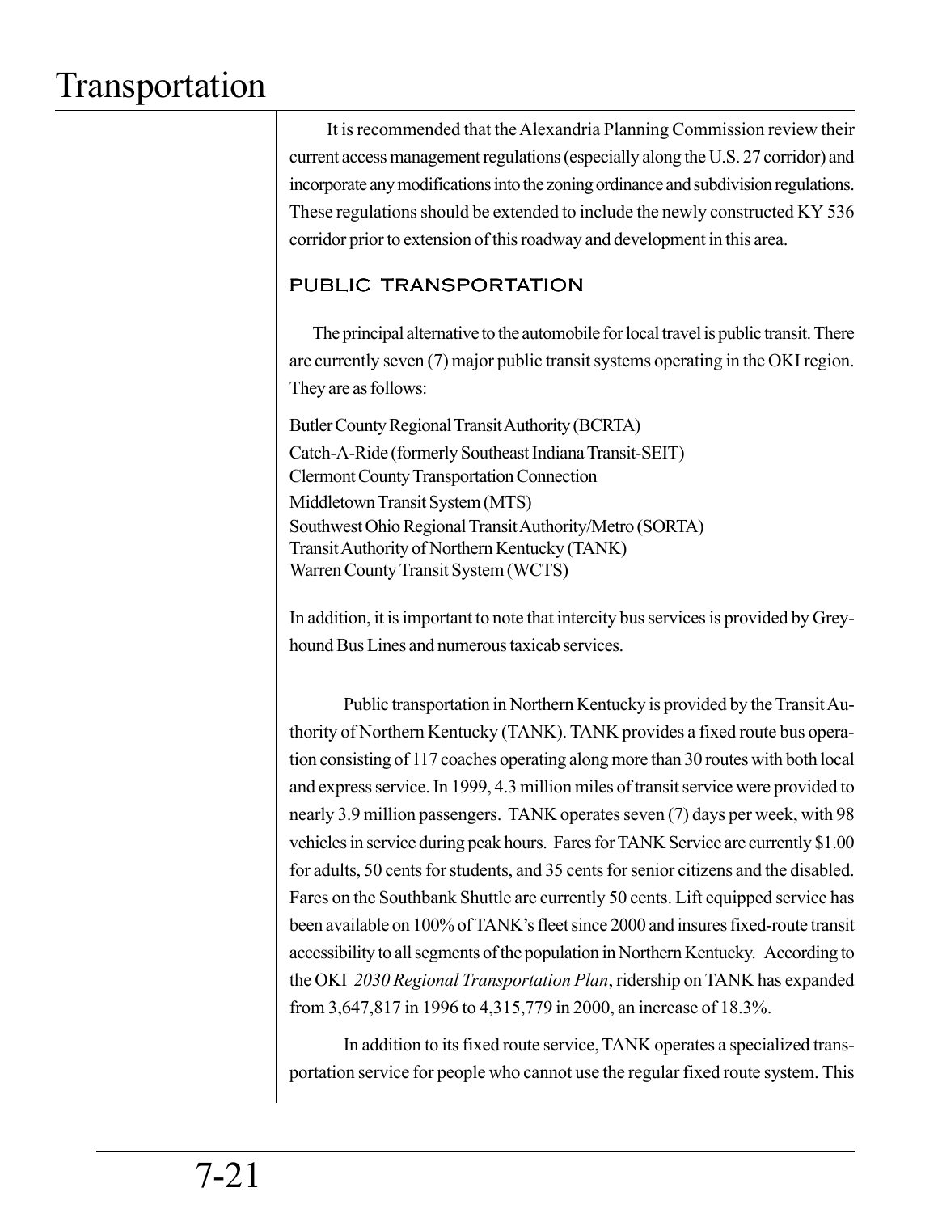It is recommended that the Alexandria Planning Commission review their current access management regulations (especially along the U.S. 27 corridor) and incorporate any modifications into the zoning ordinance and subdivision regulations. These regulations should be extended to include the newly constructed KY 536 corridor prior to extension of this roadway and development in this area.

## PUBLIC TRANSPORTATION

The principal alternative to the automobile for local travel is public transit. There are currently seven (7) major public transit systems operating in the OKI region. They are as follows:

Butler County Regional Transit Authority (BCRTA)
Catch-A-Ride (formerly Southeast Indiana Transit-SEIT)
Clermont County Transportation Connection
Middletown Transit System (MTS)
Southwest Ohio Regional Transit Authority/Metro (SORTA)
Transit Authority of Northern Kentucky (TANK)
Warren County Transit System (WCTS)

In addition, it is important to note that intercity bus services is provided by Greyhound Bus Lines and numerous taxicab services.

Public transportation in Northern Kentucky is provided by the Transit Authority of Northern Kentucky (TANK). TANK provides a fixed route bus operation consisting of 117 coaches operating along more than 30 routes with both local and express service. In 1999, 4.3 million miles of transit service were provided to nearly 3.9 million passengers. TANK operates seven (7) days per week, with 98 vehicles in service during peak hours. Fares for TANK Service are currently $1.00 for adults, 50 cents for students, and 35 cents for senior citizens and the disabled. Fares on the Southbank Shuttle are currently 50 cents. Lift equipped service has been available on 100% of TANK's fleet since 2000 and insures fixed-route transit accessibility to all segments of the population in Northern Kentucky. According to the OKI *2030 Regional Transportation Plan*, ridership on TANK has expanded from 3,647,817 in 1996 to 4,315,779 in 2000, an increase of 18.3%.

In addition to its fixed route service, TANK operates a specialized transportation service for people who cannot use the regular fixed route system. This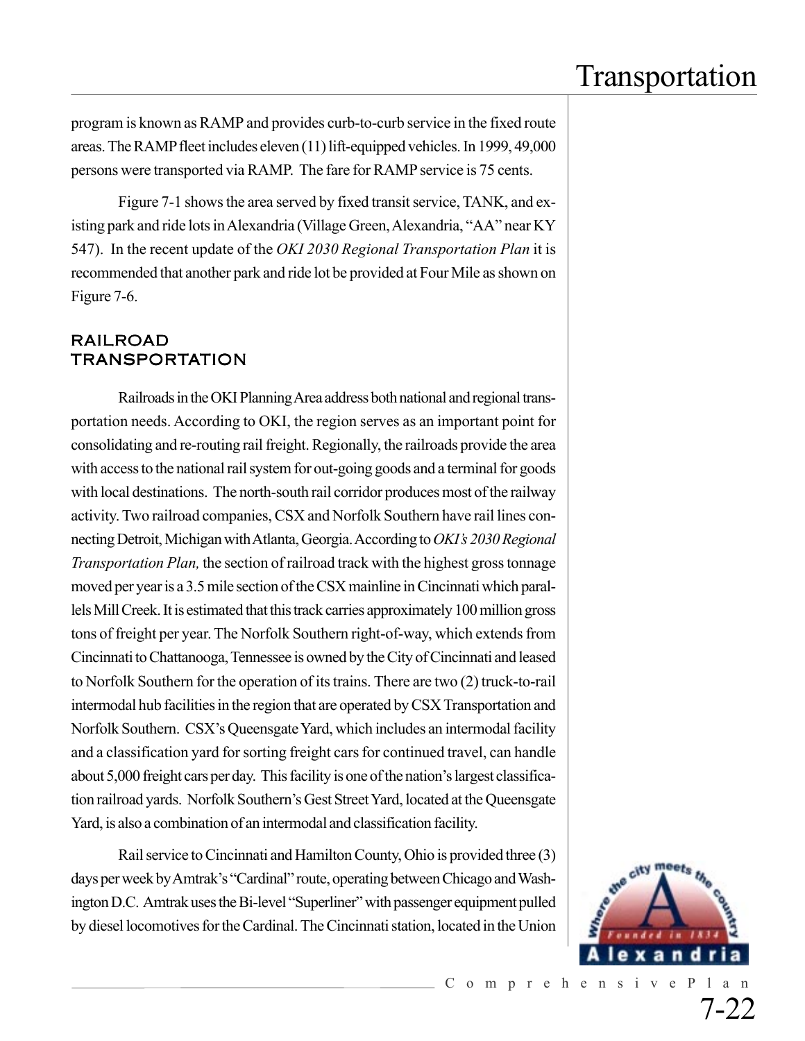program is known as RAMP and provides curb-to-curb service in the fixed route areas. The RAMP fleet includes eleven (11) lift-equipped vehicles. In 1999, 49,000 persons were transported via RAMP. The fare for RAMP service is 75 cents.

Figure 7-1 shows the area served by fixed transit service, TANK, and existing park and ride lots in Alexandria (Village Green, Alexandria, "AA" near KY 547). In the recent update of the *OKI 2030 Regional Transportation Plan* it is recommended that another park and ride lot be provided at Four Mile as shown on Figure 7-6.

## RAILROAD TRANSPORTATION

Railroads in the OKI Planning Area address both national and regional transportation needs. According to OKI, the region serves as an important point for consolidating and re-routing rail freight. Regionally, the railroads provide the area with access to the national rail system for out-going goods and a terminal for goods with local destinations. The north-south rail corridor produces most of the railway activity. Two railroad companies, CSX and Norfolk Southern have rail lines connecting Detroit, Michigan with Atlanta, Georgia. According to *OKI's 2030 Regional Transportation Plan,* the section of railroad track with the highest gross tonnage moved per year is a 3.5 mile section of the CSX mainline in Cincinnati which parallels Mill Creek. It is estimated that this track carries approximately 100 million gross tons of freight per year. The Norfolk Southern right-of-way, which extends from Cincinnati to Chattanooga, Tennessee is owned by the City of Cincinnati and leased to Norfolk Southern for the operation of its trains. There are two (2) truck-to-rail intermodal hub facilities in the region that are operated by CSX Transportation and Norfolk Southern. CSX's Queensgate Yard, which includes an intermodal facility and a classification yard for sorting freight cars for continued travel, can handle about 5,000 freight cars per day. This facility is one of the nation's largest classification railroad yards. Norfolk Southern's Gest Street Yard, located at the Queensgate Yard, is also a combination of an intermodal and classification facility.

Rail service to Cincinnati and Hamilton County, Ohio is provided three (3) days per week by Amtrak's "Cardinal" route, operating between Chicago and Washington D.C. Amtrak uses the Bi-level "Superliner" with passenger equipment pulled by diesel locomotives for the Cardinal. The Cincinnati station, located in the Union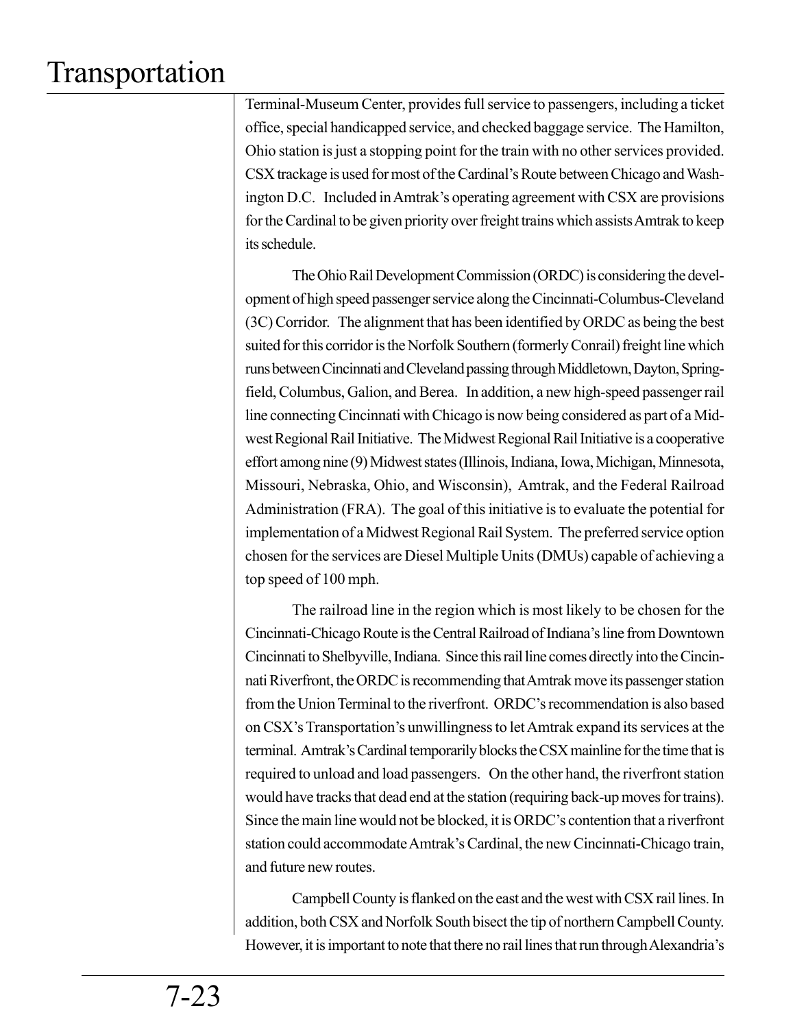Terminal-Museum Center, provides full service to passengers, including a ticket office, special handicapped service, and checked baggage service. The Hamilton, Ohio station is just a stopping point for the train with no other services provided. CSX trackage is used for most of the Cardinal's Route between Chicago and Washington D.C. Included in Amtrak's operating agreement with CSX are provisions for the Cardinal to be given priority over freight trains which assists Amtrak to keep its schedule.

The Ohio Rail Development Commission (ORDC) is considering the development of high speed passenger service along the Cincinnati-Columbus-Cleveland (3C) Corridor. The alignment that has been identified by ORDC as being the best suited for this corridor is the Norfolk Southern (formerly Conrail) freight line which runs between Cincinnati and Cleveland passing through Middletown, Dayton, Springfield, Columbus, Galion, and Berea. In addition, a new high-speed passenger rail line connecting Cincinnati with Chicago is now being considered as part of a Midwest Regional Rail Initiative. The Midwest Regional Rail Initiative is a cooperative effort among nine (9) Midwest states (Illinois, Indiana, Iowa, Michigan, Minnesota, Missouri, Nebraska, Ohio, and Wisconsin), Amtrak, and the Federal Railroad Administration (FRA). The goal of this initiative is to evaluate the potential for implementation of a Midwest Regional Rail System. The preferred service option chosen for the services are Diesel Multiple Units (DMUs) capable of achieving a top speed of 100 mph.

The railroad line in the region which is most likely to be chosen for the Cincinnati-Chicago Route is the Central Railroad of Indiana's line from Downtown Cincinnati to Shelbyville, Indiana. Since this rail line comes directly into the Cincinnati Riverfront, the ORDC is recommending that Amtrak move its passenger station from the Union Terminal to the riverfront. ORDC's recommendation is also based on CSX's Transportation's unwillingness to let Amtrak expand its services at the terminal. Amtrak's Cardinal temporarily blocks the CSX mainline for the time that is required to unload and load passengers. On the other hand, the riverfront station would have tracks that dead end at the station (requiring back-up moves for trains). Since the main line would not be blocked, it is ORDC's contention that a riverfront station could accommodate Amtrak's Cardinal, the new Cincinnati-Chicago train, and future new routes.

Campbell County is flanked on the east and the west with CSX rail lines. In addition, both CSX and Norfolk South bisect the tip of northern Campbell County. However, it is important to note that there no rail lines that run through Alexandria's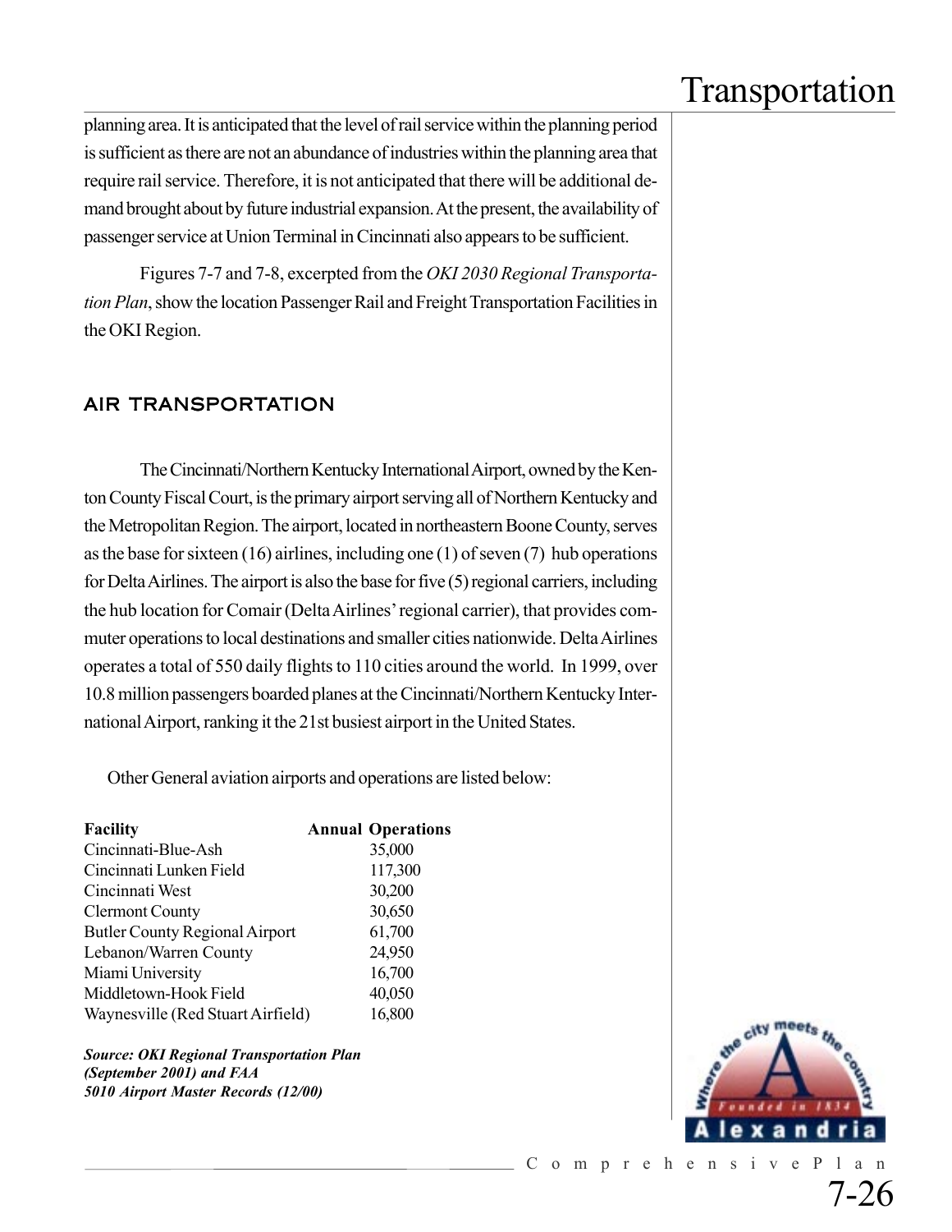planning area. It is anticipated that the level of rail service within the planning period is sufficient as there are not an abundance of industries within the planning area that require rail service. Therefore, it is not anticipated that there will be additional demand brought about by future industrial expansion. At the present, the availability of passenger service at Union Terminal in Cincinnati also appears to be sufficient.

Figures 7-7 and 7-8, excerpted from the *OKI 2030 Regional Transportation Plan*, show the location Passenger Rail and Freight Transportation Facilities in the OKI Region.

## AIR TRANSPORTATION

The Cincinnati/Northern Kentucky International Airport, owned by the Kenton County Fiscal Court, is the primary airport serving all of Northern Kentucky and the Metropolitan Region. The airport, located in northeastern Boone County, serves as the base for sixteen (16) airlines, including one (1) of seven (7) hub operations for Delta Airlines. The airport is also the base for five (5) regional carriers, including the hub location for Comair (Delta Airlines' regional carrier), that provides commuter operations to local destinations and smaller cities nationwide. Delta Airlines operates a total of 550 daily flights to 110 cities around the world. In 1999, over 10.8 million passengers boarded planes at the Cincinnati/Northern Kentucky International Airport, ranking it the 21st busiest airport in the United States.

Other General aviation airports and operations are listed below:

| Facility | Annual Operations |
|---|---|
| Cincinnati-Blue-Ash | 35,000 |
| Cincinnati Lunken Field | 117,300 |
| Cincinnati West | 30,200 |
| Clermont County | 30,650 |
| Butler County Regional Airport | 61,700 |
| Lebanon/Warren County | 24,950 |
| Miami University | 16,700 |
| Middletown-Hook Field | 40,050 |
| Waynesville (Red Stuart Airfield) | 16,800 |

***Source: OKI Regional Transportation Plan (September 2001) and FAA 5010 Airport Master Records (12/00)***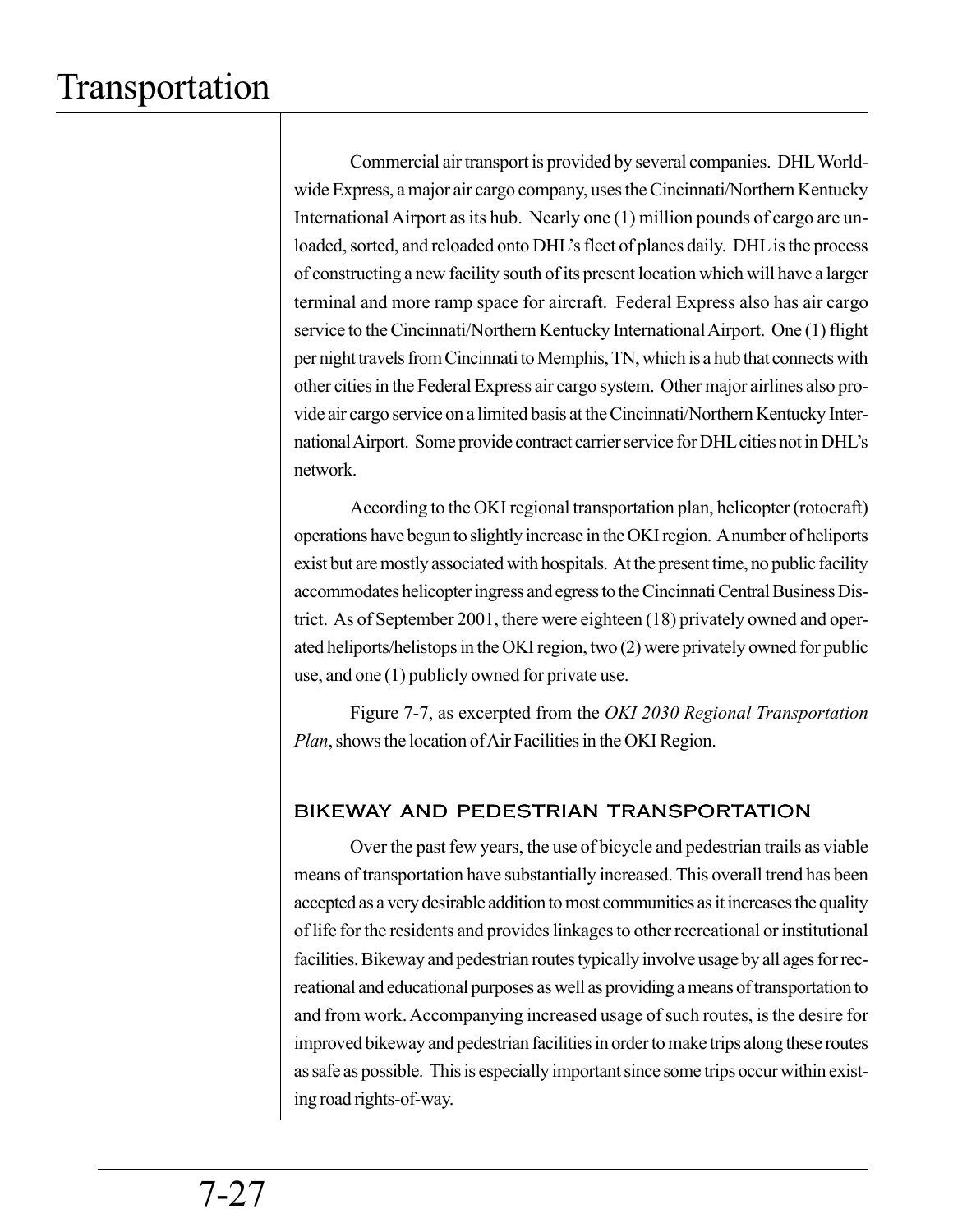Commercial air transport is provided by several companies. DHL Worldwide Express, a major air cargo company, uses the Cincinnati/Northern Kentucky International Airport as its hub. Nearly one (1) million pounds of cargo are unloaded, sorted, and reloaded onto DHL's fleet of planes daily. DHL is the process of constructing a new facility south of its present location which will have a larger terminal and more ramp space for aircraft. Federal Express also has air cargo service to the Cincinnati/Northern Kentucky International Airport. One (1) flight per night travels from Cincinnati to Memphis, TN, which is a hub that connects with other cities in the Federal Express air cargo system. Other major airlines also provide air cargo service on a limited basis at the Cincinnati/Northern Kentucky International Airport. Some provide contract carrier service for DHL cities not in DHL's network.

According to the OKI regional transportation plan, helicopter (rotocraft) operations have begun to slightly increase in the OKI region. A number of heliports exist but are mostly associated with hospitals. At the present time, no public facility accommodates helicopter ingress and egress to the Cincinnati Central Business District. As of September 2001, there were eighteen (18) privately owned and operated heliports/helistops in the OKI region, two (2) were privately owned for public use, and one (1) publicly owned for private use.

Figure 7-7, as excerpted from the *OKI 2030 Regional Transportation Plan*, shows the location of Air Facilities in the OKI Region.

## BIKEWAY AND PEDESTRIAN TRANSPORTATION

Over the past few years, the use of bicycle and pedestrian trails as viable means of transportation have substantially increased. This overall trend has been accepted as a very desirable addition to most communities as it increases the quality of life for the residents and provides linkages to other recreational or institutional facilities. Bikeway and pedestrian routes typically involve usage by all ages for recreational and educational purposes as well as providing a means of transportation to and from work. Accompanying increased usage of such routes, is the desire for improved bikeway and pedestrian facilities in order to make trips along these routes as safe as possible. This is especially important since some trips occur within existing road rights-of-way.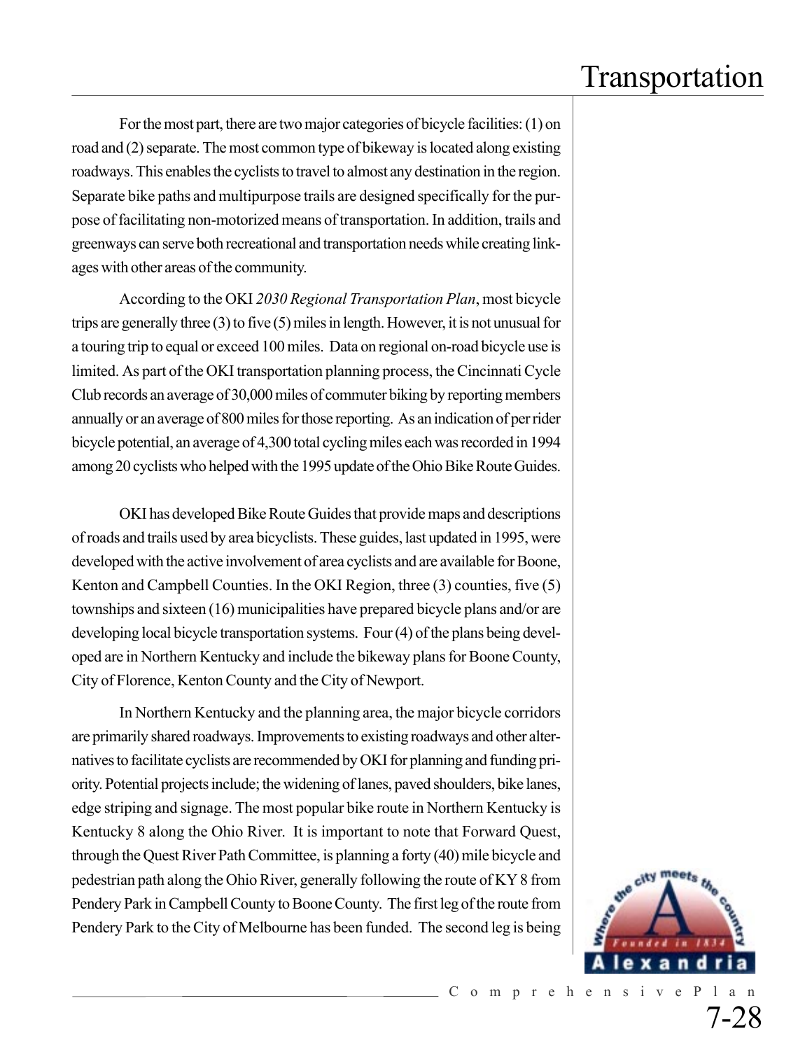For the most part, there are two major categories of bicycle facilities: (1) on road and (2) separate. The most common type of bikeway is located along existing roadways. This enables the cyclists to travel to almost any destination in the region. Separate bike paths and multipurpose trails are designed specifically for the purpose of facilitating non-motorized means of transportation. In addition, trails and greenways can serve both recreational and transportation needs while creating linkages with other areas of the community.

According to the OKI *2030 Regional Transportation Plan*, most bicycle trips are generally three (3) to five (5) miles in length. However, it is not unusual for a touring trip to equal or exceed 100 miles. Data on regional on-road bicycle use is limited. As part of the OKI transportation planning process, the Cincinnati Cycle Club records an average of 30,000 miles of commuter biking by reporting members annually or an average of 800 miles for those reporting. As an indication of per rider bicycle potential, an average of 4,300 total cycling miles each was recorded in 1994 among 20 cyclists who helped with the 1995 update of the Ohio Bike Route Guides.

OKI has developed Bike Route Guides that provide maps and descriptions of roads and trails used by area bicyclists. These guides, last updated in 1995, were developed with the active involvement of area cyclists and are available for Boone, Kenton and Campbell Counties. In the OKI Region, three (3) counties, five (5) townships and sixteen (16) municipalities have prepared bicycle plans and/or are developing local bicycle transportation systems. Four (4) of the plans being developed are in Northern Kentucky and include the bikeway plans for Boone County, City of Florence, Kenton County and the City of Newport.

In Northern Kentucky and the planning area, the major bicycle corridors are primarily shared roadways. Improvements to existing roadways and other alternatives to facilitate cyclists are recommended by OKI for planning and funding priority. Potential projects include; the widening of lanes, paved shoulders, bike lanes, edge striping and signage. The most popular bike route in Northern Kentucky is Kentucky 8 along the Ohio River. It is important to note that Forward Quest, through the Quest River Path Committee, is planning a forty (40) mile bicycle and pedestrian path along the Ohio River, generally following the route of KY 8 from Pendery Park in Campbell County to Boone County. The first leg of the route from Pendery Park to the City of Melbourne has been funded. The second leg is being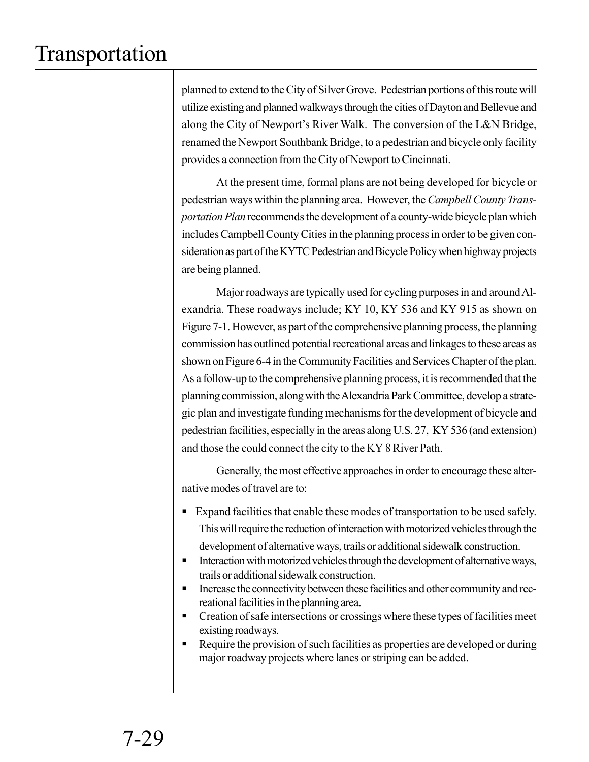planned to extend to the City of Silver Grove. Pedestrian portions of this route will utilize existing and planned walkways through the cities of Dayton and Bellevue and along the City of Newport's River Walk. The conversion of the L&N Bridge, renamed the Newport Southbank Bridge, to a pedestrian and bicycle only facility provides a connection from the City of Newport to Cincinnati.

At the present time, formal plans are not being developed for bicycle or pedestrian ways within the planning area. However, the *Campbell County Transportation Plan* recommends the development of a county-wide bicycle plan which includes Campbell County Cities in the planning process in order to be given consideration as part of the KYTC Pedestrian and Bicycle Policy when highway projects are being planned.

Major roadways are typically used for cycling purposes in and around Alexandria. These roadways include; KY 10, KY 536 and KY 915 as shown on Figure 7-1. However, as part of the comprehensive planning process, the planning commission has outlined potential recreational areas and linkages to these areas as shown on Figure 6-4 in the Community Facilities and Services Chapter of the plan. As a follow-up to the comprehensive planning process, it is recommended that the planning commission, along with the Alexandria Park Committee, develop a strategic plan and investigate funding mechanisms for the development of bicycle and pedestrian facilities, especially in the areas along U.S. 27, KY 536 (and extension) and those the could connect the city to the KY 8 River Path.

Generally, the most effective approaches in order to encourage these alternative modes of travel are to:

- Expand facilities that enable these modes of transportation to be used safely. This will require the reduction of interaction with motorized vehicles through the development of alternative ways, trails or additional sidewalk construction.
- Interaction with motorized vehicles through the development of alternative ways, trails or additional sidewalk construction.
- Increase the connectivity between these facilities and other community and recreational facilities in the planning area.
- Creation of safe intersections or crossings where these types of facilities meet existing roadways.
- Require the provision of such facilities as properties are developed or during major roadway projects where lanes or striping can be added.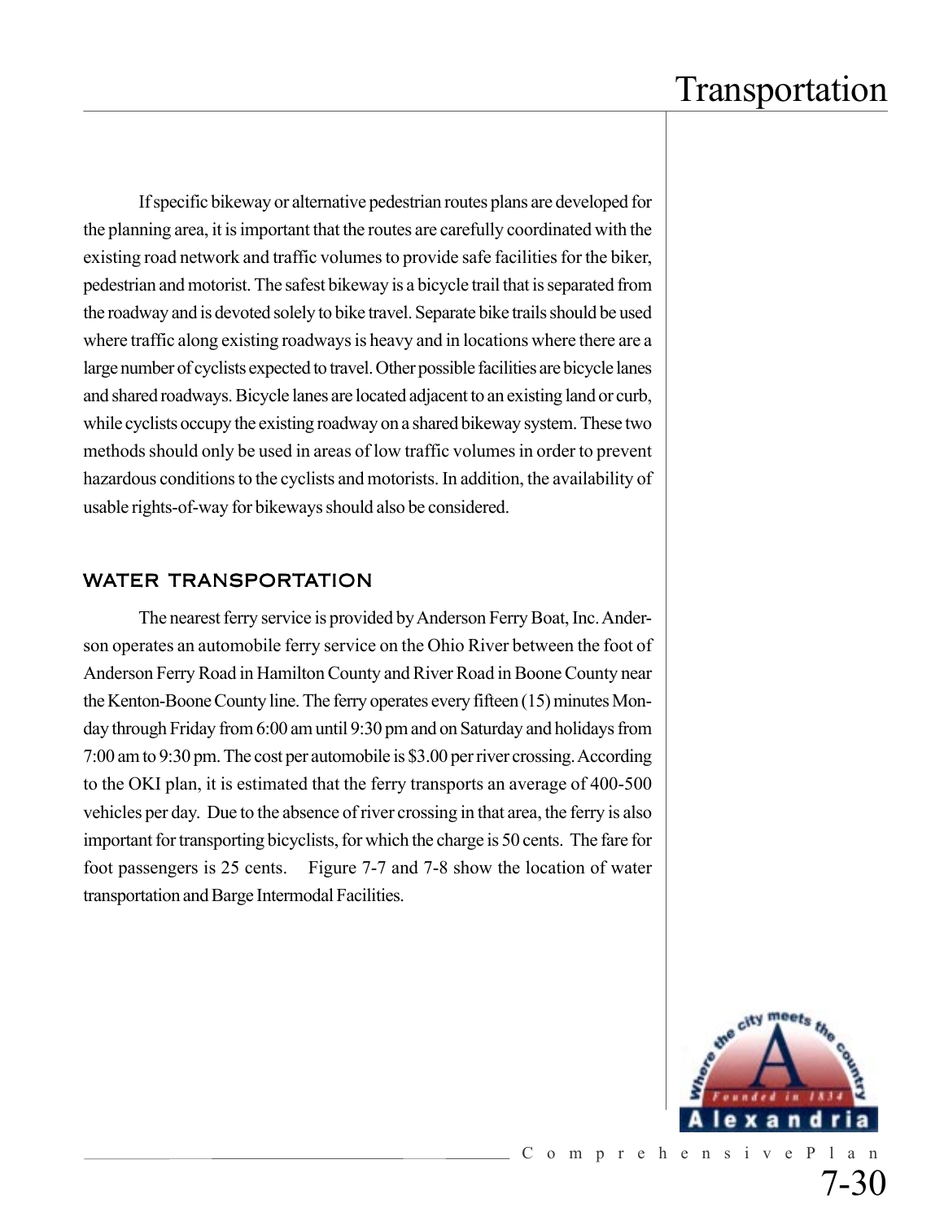If specific bikeway or alternative pedestrian routes plans are developed for the planning area, it is important that the routes are carefully coordinated with the existing road network and traffic volumes to provide safe facilities for the biker, pedestrian and motorist. The safest bikeway is a bicycle trail that is separated from the roadway and is devoted solely to bike travel. Separate bike trails should be used where traffic along existing roadways is heavy and in locations where there are a large number of cyclists expected to travel. Other possible facilities are bicycle lanes and shared roadways. Bicycle lanes are located adjacent to an existing land or curb, while cyclists occupy the existing roadway on a shared bikeway system. These two methods should only be used in areas of low traffic volumes in order to prevent hazardous conditions to the cyclists and motorists. In addition, the availability of usable rights-of-way for bikeways should also be considered.

## WATER TRANSPORTATION

The nearest ferry service is provided by Anderson Ferry Boat, Inc. Anderson operates an automobile ferry service on the Ohio River between the foot of Anderson Ferry Road in Hamilton County and River Road in Boone County near the Kenton-Boone County line. The ferry operates every fifteen (15) minutes Monday through Friday from 6:00 am until 9:30 pm and on Saturday and holidays from 7:00 am to 9:30 pm. The cost per automobile is $3.00 per river crossing. According to the OKI plan, it is estimated that the ferry transports an average of 400-500 vehicles per day. Due to the absence of river crossing in that area, the ferry is also important for transporting bicyclists, for which the charge is 50 cents. The fare for foot passengers is 25 cents. Figure 7-7 and 7-8 show the location of water transportation and Barge Intermodal Facilities.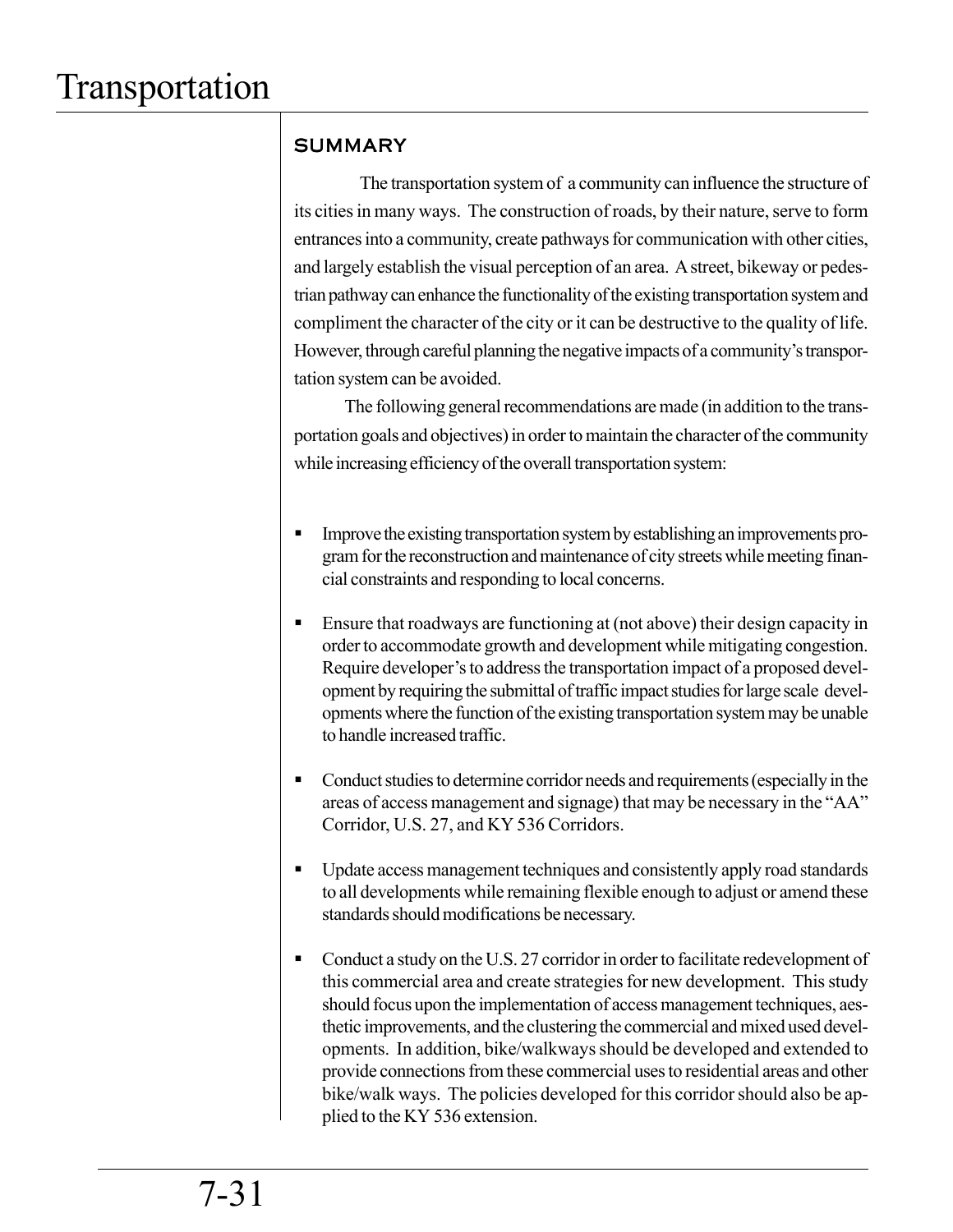# Transportation

## SUMMARY

The transportation system of a community can influence the structure of its cities in many ways. The construction of roads, by their nature, serve to form entrances into a community, create pathways for communication with other cities, and largely establish the visual perception of an area. A street, bikeway or pedestrian pathway can enhance the functionality of the existing transportation system and compliment the character of the city or it can be destructive to the quality of life. However, through careful planning the negative impacts of a community's transportation system can be avoided.

The following general recommendations are made (in addition to the transportation goals and objectives) in order to maintain the character of the community while increasing efficiency of the overall transportation system:

- Improve the existing transportation system by establishing an improvements program for the reconstruction and maintenance of city streets while meeting financial constraints and responding to local concerns.
- Ensure that roadways are functioning at (not above) their design capacity in order to accommodate growth and development while mitigating congestion. Require developer's to address the transportation impact of a proposed development by requiring the submittal of traffic impact studies for large scale developments where the function of the existing transportation system may be unable to handle increased traffic.
- Conduct studies to determine corridor needs and requirements (especially in the areas of access management and signage) that may be necessary in the "AA" Corridor, U.S. 27, and KY 536 Corridors.
- Update access management techniques and consistently apply road standards to all developments while remaining flexible enough to adjust or amend these standards should modifications be necessary.
- Conduct a study on the U.S. 27 corridor in order to facilitate redevelopment of this commercial area and create strategies for new development. This study should focus upon the implementation of access management techniques, aesthetic improvements, and the clustering the commercial and mixed used developments. In addition, bike/walkways should be developed and extended to provide connections from these commercial uses to residential areas and other bike/walk ways. The policies developed for this corridor should also be applied to the KY 536 extension.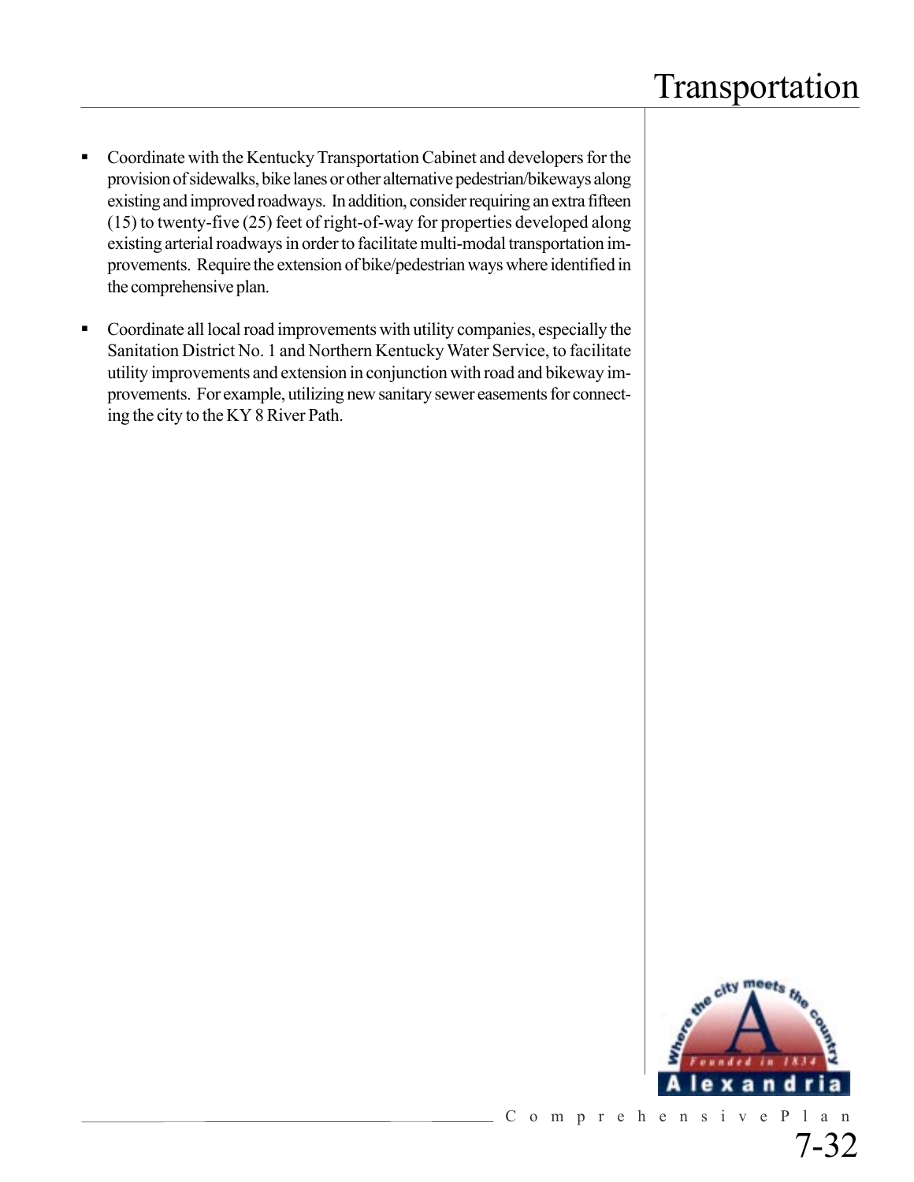- Coordinate with the Kentucky Transportation Cabinet and developers for the provision of sidewalks, bike lanes or other alternative pedestrian/bikeways along existing and improved roadways. In addition, consider requiring an extra fifteen (15) to twenty-five (25) feet of right-of-way for properties developed along existing arterial roadways in order to facilitate multi-modal transportation improvements. Require the extension of bike/pedestrian ways where identified in the comprehensive plan.

- Coordinate all local road improvements with utility companies, especially the Sanitation District No. 1 and Northern Kentucky Water Service, to facilitate utility improvements and extension in conjunction with road and bikeway improvements. For example, utilizing new sanitary sewer easements for connecting the city to the KY 8 River Path.